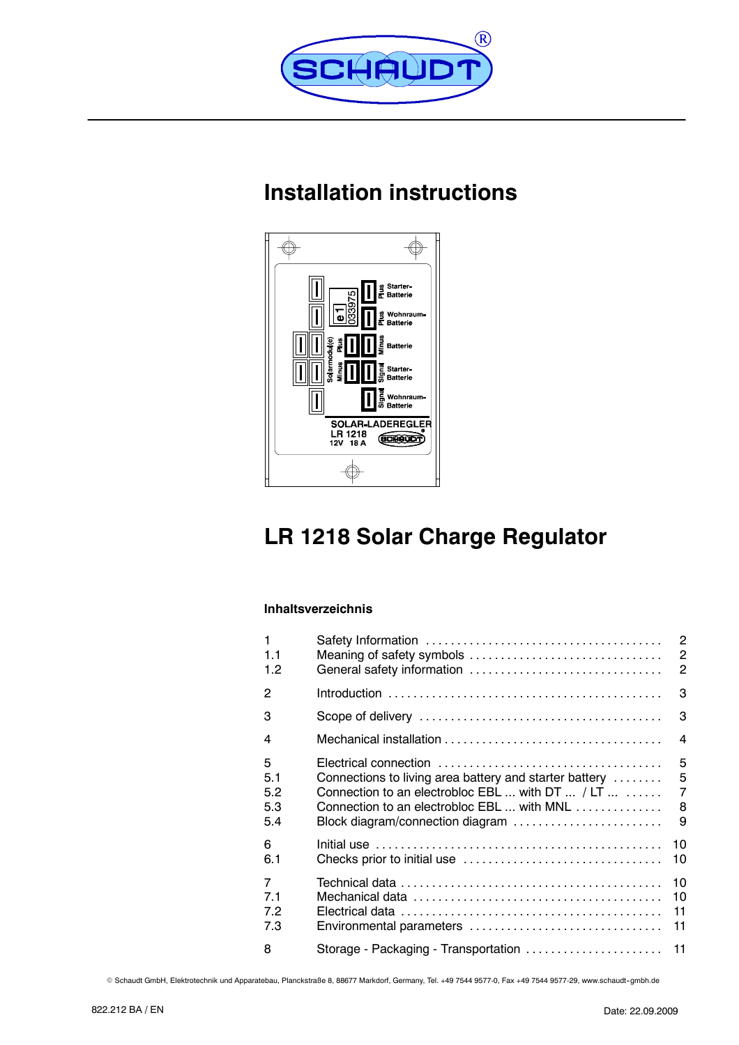# Installation instructions

# LR 1218 Solar Charge Regulator

**Inhaltsverzeichnis**

| | | |
|---|---|---|
| 1 | Safety Information | 2 |
| 1.1 | Meaning of safety symbols | 2 |
| 1.2 | General safety information | 2 |
| 2 | Introduction | 3 |
| 3 | Scope of delivery | 3 |
| 4 | Mechanical installation | 4 |
| 5 | Electrical connection | 5 |
| 5.1 | Connections to living area battery and starter battery | 5 |
| 5.2 | Connection to an electrobloc EBL ... with DT ... / LT ... | 7 |
| 5.3 | Connection to an electrobloc EBL ... with MNL | 8 |
| 5.4 | Block diagram/connection diagram | 9 |
| 6 | Initial use | 10 |
| 6.1 | Checks prior to initial use | 10 |
| 7 | Technical data | 10 |
| 7.1 | Mechanical data | 10 |
| 7.2 | Electrical data | 11 |
| 7.3 | Environmental parameters | 11 |
| 8 | Storage - Packaging - Transportation | 11 |

© Schaudt GmbH, Elektrotechnik und Apparatebau, Planckstraße 8, 88677 Markdorf, Germany, Tel. +49 7544 9577-0, Fax +49 7544 9577-29, www.schaudt-gmbh.de

822.212 BA / EN

Date: 22.09.2009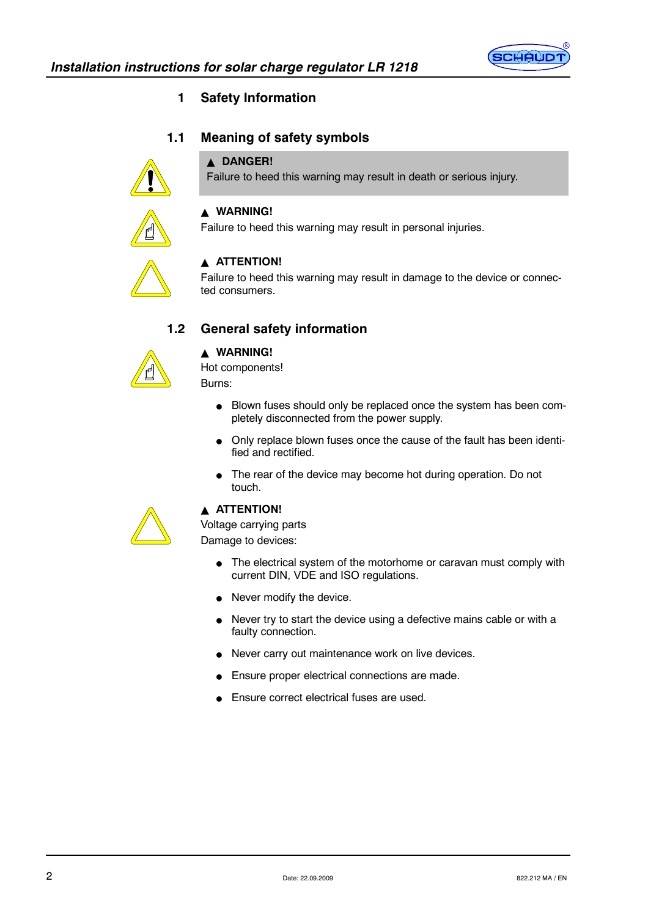# 1 Safety Information

## 1.1 Meaning of safety symbols

▲ **DANGER!**
Failure to heed this warning may result in death or serious injury.

▲ **WARNING!**
Failure to heed this warning may result in personal injuries.

▲ **ATTENTION!**
Failure to heed this warning may result in damage to the device or connected consumers.

## 1.2 General safety information

▲ **WARNING!**
Hot components!
Burns:

- Blown fuses should only be replaced once the system has been completely disconnected from the power supply.
- Only replace blown fuses once the cause of the fault has been identified and rectified.
- The rear of the device may become hot during operation. Do not touch.

▲ **ATTENTION!**
Voltage carrying parts
Damage to devices:

- The electrical system of the motorhome or caravan must comply with current DIN, VDE and ISO regulations.
- Never modify the device.
- Never try to start the device using a defective mains cable or with a faulty connection.
- Never carry out maintenance work on live devices.
- Ensure proper electrical connections are made.
- Ensure correct electrical fuses are used.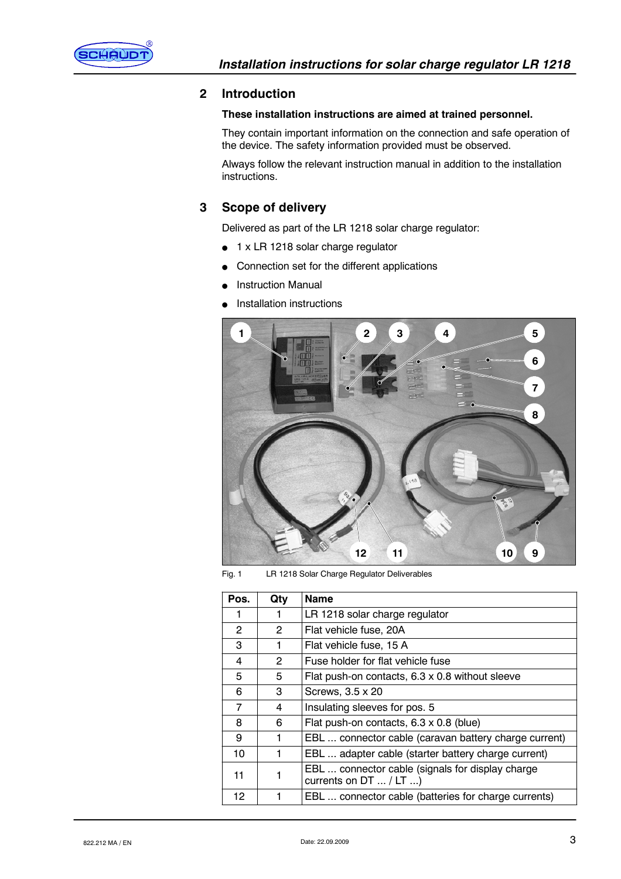## 2 Introduction

**These installation instructions are aimed at trained personnel.**

They contain important information on the connection and safe operation of the device. The safety information provided must be observed.

Always follow the relevant instruction manual in addition to the installation instructions.

## 3 Scope of delivery

Delivered as part of the LR 1218 solar charge regulator:

- 1 x LR 1218 solar charge regulator
- Connection set for the different applications
- Instruction Manual
- Installation instructions

Fig. 1 LR 1218 Solar Charge Regulator Deliverables

| Pos. | Qty | Name |
|---|---|---|
| 1 | 1 | LR 1218 solar charge regulator |
| 2 | 2 | Flat vehicle fuse, 20A |
| 3 | 1 | Flat vehicle fuse, 15 A |
| 4 | 2 | Fuse holder for flat vehicle fuse |
| 5 | 5 | Flat push-on contacts, 6.3 x 0.8 without sleeve |
| 6 | 3 | Screws, 3.5 x 20 |
| 7 | 4 | Insulating sleeves for pos. 5 |
| 8 | 6 | Flat push-on contacts, 6.3 x 0.8 (blue) |
| 9 | 1 | EBL ... connector cable (caravan battery charge current) |
| 10 | 1 | EBL ... adapter cable (starter battery charge current) |
| 11 | 1 | EBL ... connector cable (signals for display charge currents on DT ... / LT ...) |
| 12 | 1 | EBL ... connector cable (batteries for charge currents) |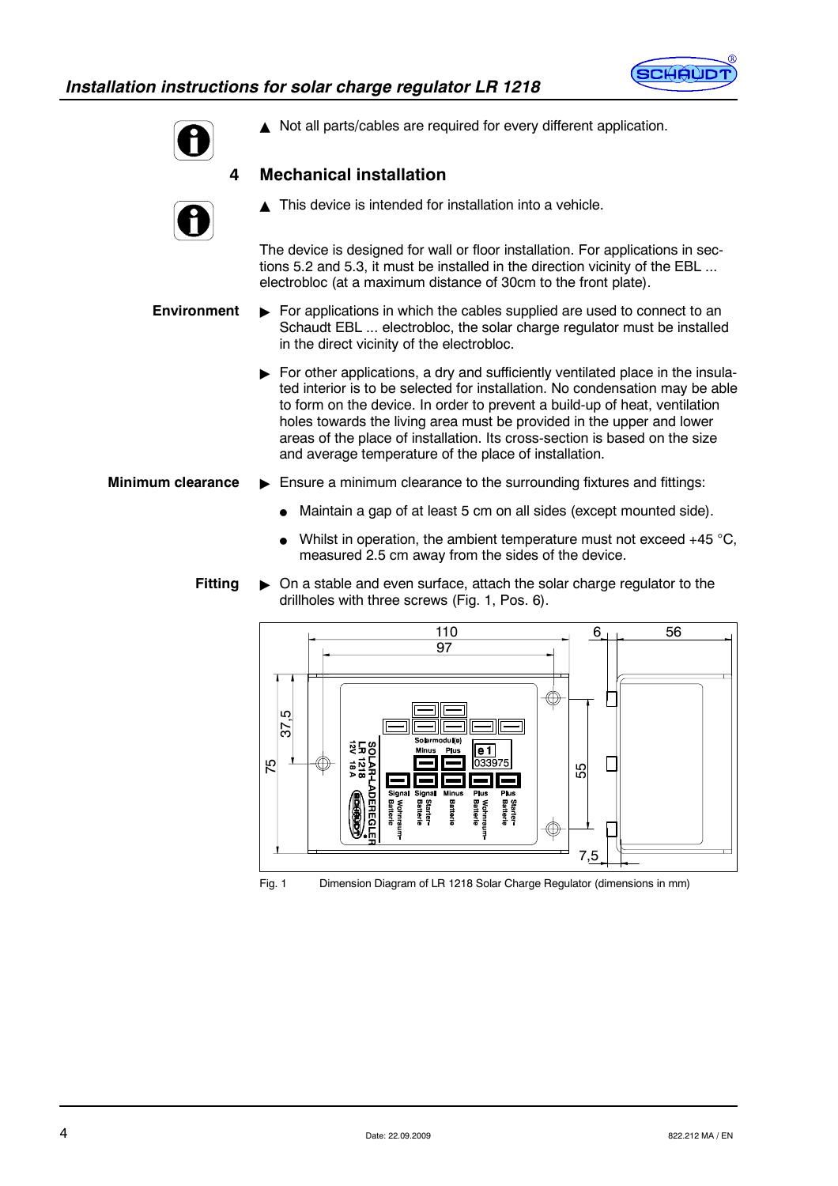▲ Not all parts/cables are required for every different application.

## 4 Mechanical installation

▲ This device is intended for installation into a vehicle.

The device is designed for wall or floor installation. For applications in sections 5.2 and 5.3, it must be installed in the direction vicinity of the EBL ... electrobloc (at a maximum distance of 30cm to the front plate).

**Environment**

- ▶ For applications in which the cables supplied are used to connect to an Schaudt EBL ... electrobloc, the solar charge regulator must be installed in the direct vicinity of the electrobloc.
- ▶ For other applications, a dry and sufficiently ventilated place in the insulated interior is to be selected for installation. No condensation may be able to form on the device. In order to prevent a build-up of heat, ventilation holes towards the living area must be provided in the upper and lower areas of the place of installation. Its cross-section is based on the size and average temperature of the place of installation.

**Minimum clearance**

- ▶ Ensure a minimum clearance to the surrounding fixtures and fittings:
  - Maintain a gap of at least 5 cm on all sides (except mounted side).
  - Whilst in operation, the ambient temperature must not exceed +45 °C, measured 2.5 cm away from the sides of the device.

**Fitting**

- ▶ On a stable and even surface, attach the solar charge regulator to the drillholes with three screws (Fig. 1, Pos. 6).

Fig. 1 Dimension Diagram of LR 1218 Solar Charge Regulator (dimensions in mm)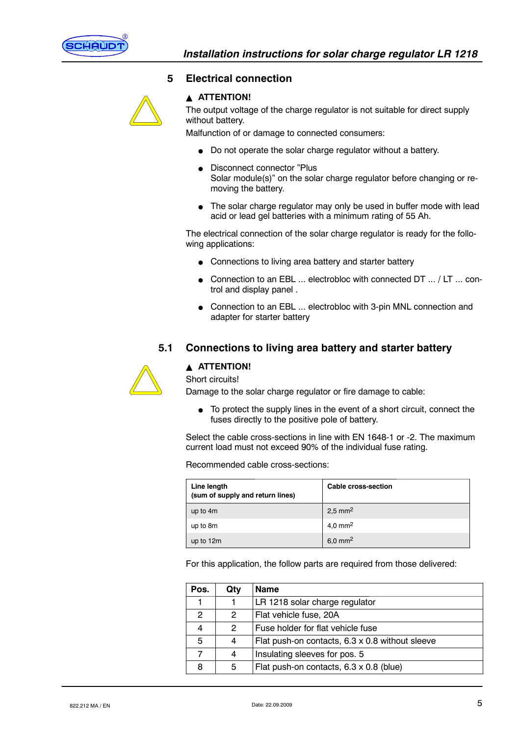## 5 Electrical connection

▲ **ATTENTION!**

The output voltage of the charge regulator is not suitable for direct supply without battery.

Malfunction of or damage to connected consumers:

- Do not operate the solar charge regulator without a battery.
- Disconnect connector ”Plus Solar module(s)” on the solar charge regulator before changing or removing the battery.
- The solar charge regulator may only be used in buffer mode with lead acid or lead gel batteries with a minimum rating of 55 Ah.

The electrical connection of the solar charge regulator is ready for the following applications:

- Connections to living area battery and starter battery
- Connection to an EBL ... electrobloc with connected DT ... / LT ... control and display panel .
- Connection to an EBL ... electrobloc with 3-pin MNL connection and adapter for starter battery

### 5.1 Connections to living area battery and starter battery

▲ **ATTENTION!**

Short circuits!

Damage to the solar charge regulator or fire damage to cable:

- To protect the supply lines in the event of a short circuit, connect the fuses directly to the positive pole of battery.

Select the cable cross-sections in line with EN 1648-1 or -2. The maximum current load must not exceed 90% of the individual fuse rating.

Recommended cable cross-sections:

| **Line length (sum of supply and return lines)** | **Cable cross-section** |
|---|---|
| up to 4m | 2,5 mm$^2$ |
| up to 8m | 4,0 mm$^2$ |
| up to 12m | 6,0 mm$^2$ |

For this application, the follow parts are required from those delivered:

| Pos. | Qty | Name |
|---|---|---|
| 1 | 1 | LR 1218 solar charge regulator |
| 2 | 2 | Flat vehicle fuse, 20A |
| 4 | 2 | Fuse holder for flat vehicle fuse |
| 5 | 4 | Flat push-on contacts, 6.3 x 0.8 without sleeve |
| 7 | 4 | Insulating sleeves for pos. 5 |
| 8 | 5 | Flat push-on contacts, 6.3 x 0.8 (blue) |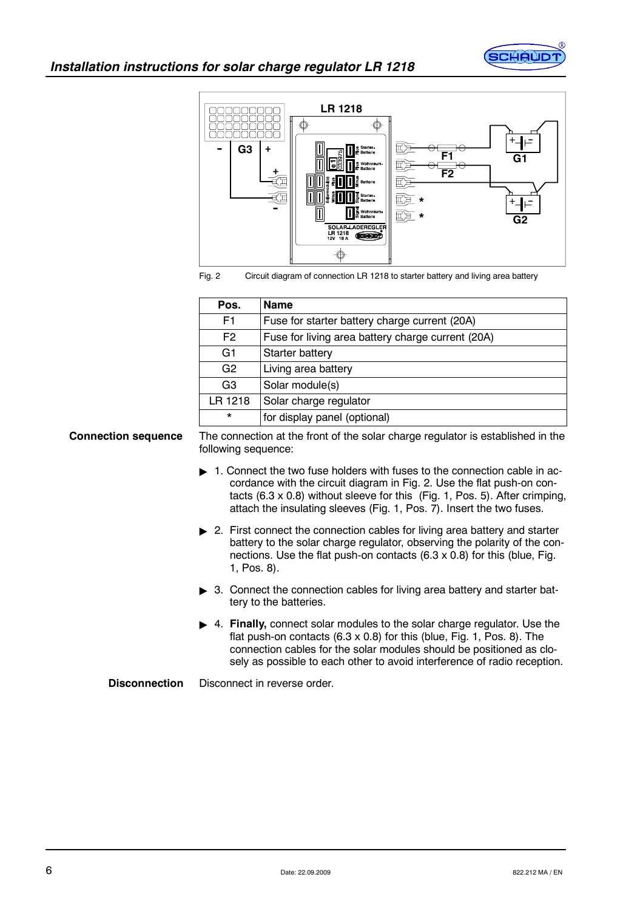Fig. 2 Circuit diagram of connection LR 1218 to starter battery and living area battery

| Pos. | Name |
|---|---|
| F1 | Fuse for starter battery charge current (20A) |
| F2 | Fuse for living area battery charge current (20A) |
| G1 | Starter battery |
| G2 | Living area battery |
| G3 | Solar module(s) |
| LR 1218 | Solar charge regulator |
| * | for display panel (optional) |

**Connection sequence**

The connection at the front of the solar charge regulator is established in the following sequence:

- 1. Connect the two fuse holders with fuses to the connection cable in accordance with the circuit diagram in Fig. 2. Use the flat push-on contacts (6.3 x 0.8) without sleeve for this (Fig. 1, Pos. 5). After crimping, attach the insulating sleeves (Fig. 1, Pos. 7). Insert the two fuses.
- 2. First connect the connection cables for living area battery and starter battery to the solar charge regulator, observing the polarity of the connections. Use the flat push-on contacts (6.3 x 0.8) for this (blue, Fig. 1, Pos. 8).
- 3. Connect the connection cables for living area battery and starter battery to the batteries.
- 4. **Finally,** connect solar modules to the solar charge regulator. Use the flat push-on contacts (6.3 x 0.8) for this (blue, Fig. 1, Pos. 8). The connection cables for the solar modules should be positioned as closely as possible to each other to avoid interference of radio reception.

**Disconnection**

Disconnect in reverse order.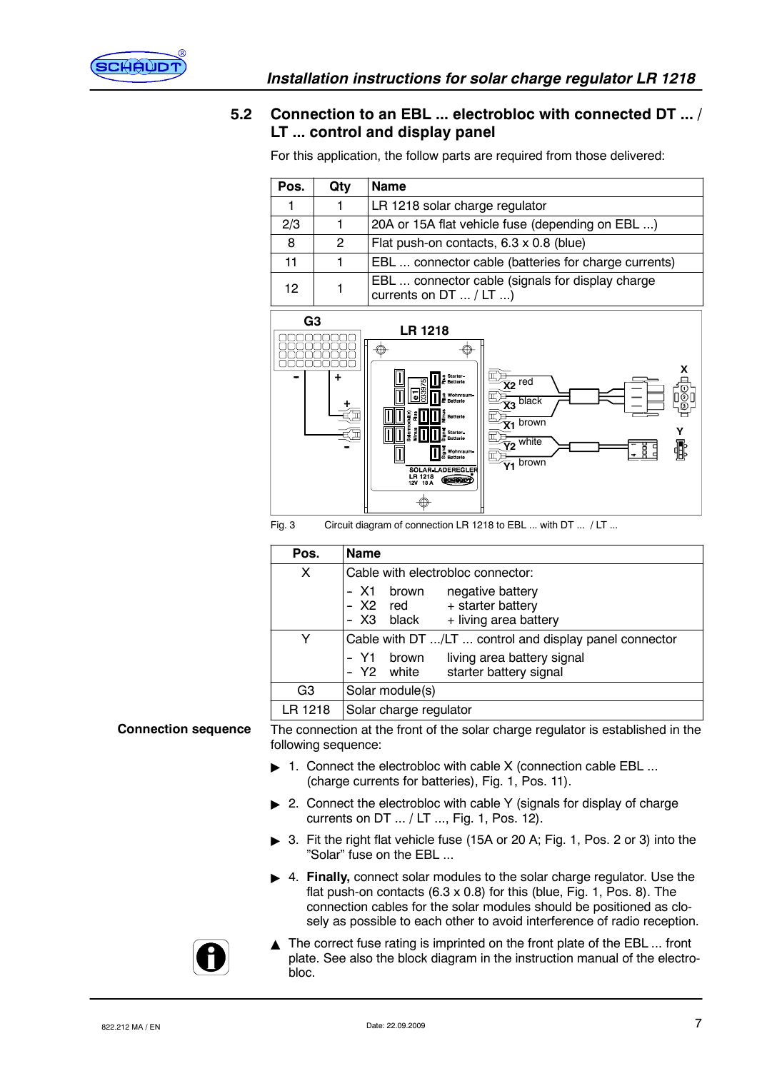## 5.2 Connection to an EBL ... electrobloc with connected DT ... / LT ... control and display panel

For this application, the follow parts are required from those delivered:

| Pos. | Qty | Name |
|---|---|---|
| 1 | 1 | LR 1218 solar charge regulator |
| 2/3 | 1 | 20A or 15A flat vehicle fuse (depending on EBL ...) |
| 8 | 2 | Flat push-on contacts, 6.3 x 0.8 (blue) |
| 11 | 1 | EBL ... connector cable (batteries for charge currents) |
| 12 | 1 | EBL ... connector cable (signals for display charge currents on DT ... / LT ...) |

Fig. 3 Circuit diagram of connection LR 1218 to EBL ... with DT ... / LT ...

| Pos. | Name |
|---|---|
| X | Cable with electrobloc connector:<br>- X1 brown negative battery<br>- X2 red + starter battery<br>- X3 black + living area battery |
| Y | Cable with DT .../LT ... control and display panel connector<br>- Y1 brown living area battery signal<br>- Y2 white starter battery signal |
| G3 | Solar module(s) |
| LR 1218 | Solar charge regulator |

**Connection sequence**

The connection at the front of the solar charge regulator is established in the following sequence:

▶ 1. Connect the electrobloc with cable X (connection cable EBL ... (charge currents for batteries), Fig. 1, Pos. 11).

▶ 2. Connect the electrobloc with cable Y (signals for display of charge currents on DT ... / LT ..., Fig. 1, Pos. 12).

▶ 3. Fit the right flat vehicle fuse (15A or 20 A; Fig. 1, Pos. 2 or 3) into the "Solar" fuse on the EBL ...

▶ 4. **Finally,** connect solar modules to the solar charge regulator. Use the flat push-on contacts (6.3 x 0.8) for this (blue, Fig. 1, Pos. 8). The connection cables for the solar modules should be positioned as closely as possible to each other to avoid interference of radio reception.

▲ The correct fuse rating is imprinted on the front plate of the EBL ... front plate. See also the block diagram in the instruction manual of the electrobloc.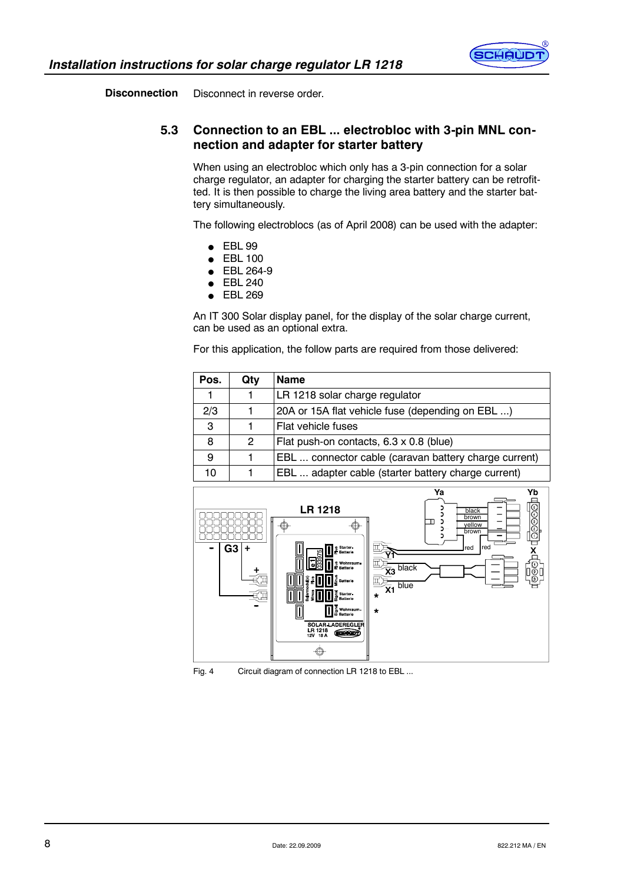**Disconnection** Disconnect in reverse order.

## 5.3 Connection to an EBL ... electrobloc with 3-pin MNL connection and adapter for starter battery

When using an electrobloc which only has a 3-pin connection for a solar charge regulator, an adapter for charging the starter battery can be retrofitted. It is then possible to charge the living area battery and the starter battery simultaneously.

The following electroblocs (as of April 2008) can be used with the adapter:

- EBL 99
- EBL 100
- EBL 264-9
- EBL 240
- EBL 269

An IT 300 Solar display panel, for the display of the solar charge current, can be used as an optional extra.

For this application, the follow parts are required from those delivered:

| Pos. | Qty | Name |
|---|---|---|
| 1 | 1 | LR 1218 solar charge regulator |
| 2/3 | 1 | 20A or 15A flat vehicle fuse (depending on EBL ...) |
| 3 | 1 | Flat vehicle fuses |
| 8 | 2 | Flat push-on contacts, 6.3 x 0.8 (blue) |
| 9 | 1 | EBL ... connector cable (caravan battery charge current) |
| 10 | 1 | EBL ... adapter cable (starter battery charge current) |

Fig. 4 Circuit diagram of connection LR 1218 to EBL ...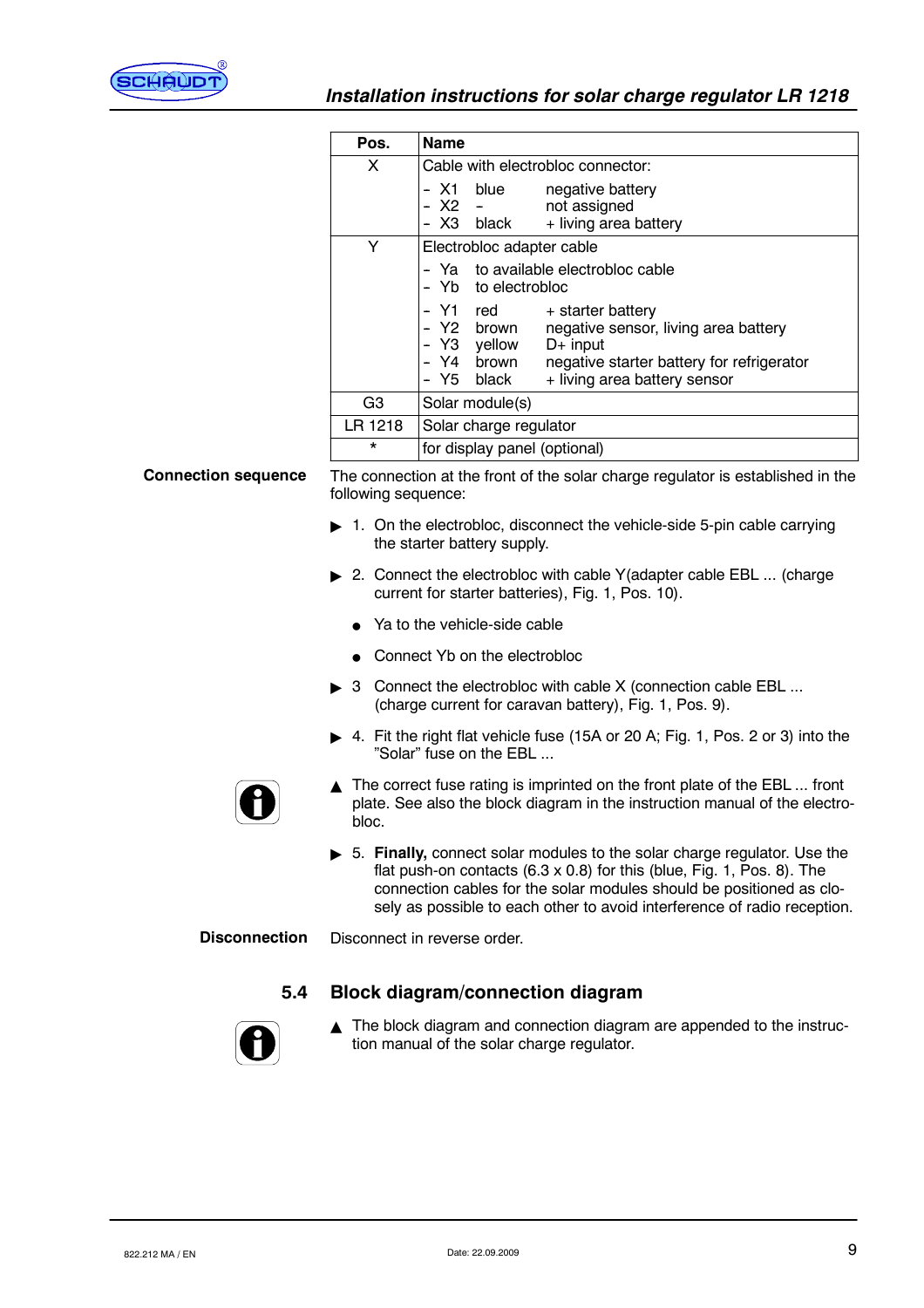| Pos. | Name |
|---|---|
| X | Cable with electrobloc connector:<br>- X1 blue negative battery<br>- X2 - not assigned<br>- X3 black + living area battery |
| Y | Electrobloc adapter cable<br>- Ya to available electrobloc cable<br>- Yb to electrobloc<br>- Y1 red + starter battery<br>- Y2 brown negative sensor, living area battery<br>- Y3 yellow D+ input<br>- Y4 brown negative starter battery for refrigerator<br>- Y5 black + living area battery sensor |
| G3 | Solar module(s) |
| LR 1218 | Solar charge regulator |
| * | for display panel (optional) |

**Connection sequence**

The connection at the front of the solar charge regulator is established in the following sequence:

▶ 1. On the electrobloc, disconnect the vehicle-side 5-pin cable carrying the starter battery supply.

▶ 2. Connect the electrobloc with cable Y(adapter cable EBL ... (charge current for starter batteries), Fig. 1, Pos. 10).

- Ya to the vehicle-side cable
- Connect Yb on the electrobloc

▶ 3 Connect the electrobloc with cable X (connection cable EBL ... (charge current for caravan battery), Fig. 1, Pos. 9).

▶ 4. Fit the right flat vehicle fuse (15A or 20 A; Fig. 1, Pos. 2 or 3) into the "Solar" fuse on the EBL ...

▲ The correct fuse rating is imprinted on the front plate of the EBL ... front plate. See also the block diagram in the instruction manual of the electrobloc.

▶ 5. **Finally,** connect solar modules to the solar charge regulator. Use the flat push-on contacts (6.3 x 0.8) for this (blue, Fig. 1, Pos. 8). The connection cables for the solar modules should be positioned as closely as possible to each other to avoid interference of radio reception.

**Disconnection**

Disconnect in reverse order.

## 5.4 Block diagram/connection diagram

▲ The block diagram and connection diagram are appended to the instruction manual of the solar charge regulator.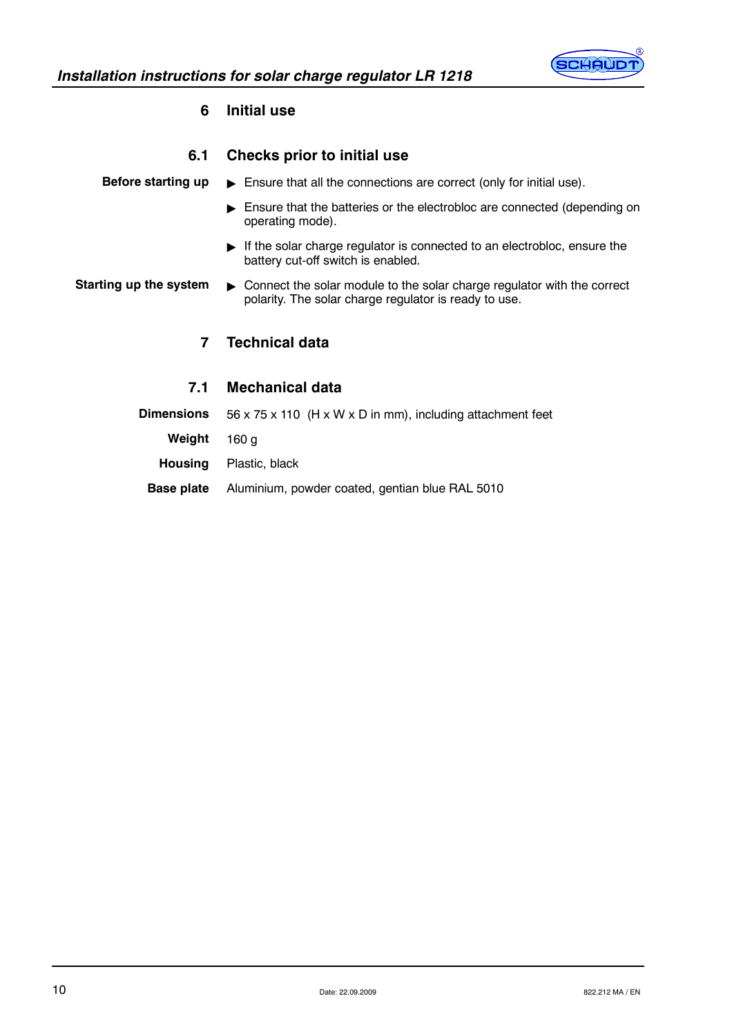# 6 Initial use

## 6.1 Checks prior to initial use

**Before starting up**

- Ensure that all the connections are correct (only for initial use).
- Ensure that the batteries or the electrobloc are connected (depending on operating mode).
- If the solar charge regulator is connected to an electrobloc, ensure the battery cut-off switch is enabled.

**Starting up the system**

- Connect the solar module to the solar charge regulator with the correct polarity. The solar charge regulator is ready to use.

# 7 Technical data

## 7.1 Mechanical data

**Dimensions** 56 x 75 x 110 (H x W x D in mm), including attachment feet

**Weight** 160 g

**Housing** Plastic, black

**Base plate** Aluminium, powder coated, gentian blue RAL 5010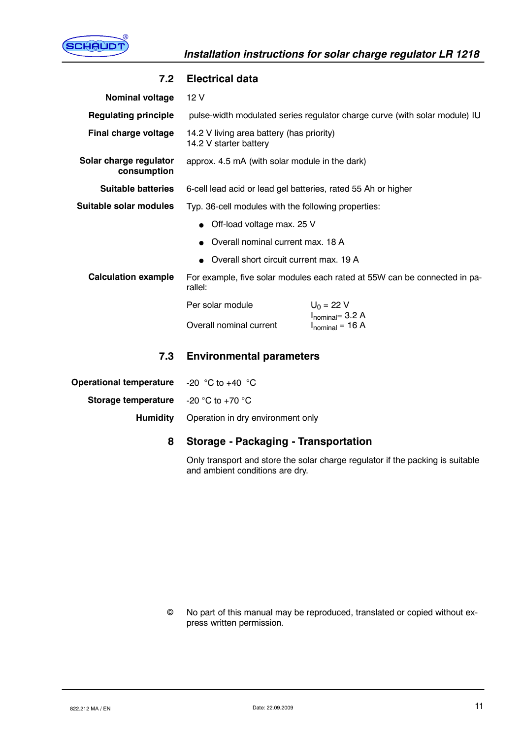## 7.2 Electrical data

**Nominal voltage** 12 V

**Regulating principle** pulse-width modulated series regulator charge curve (with solar module) IU

**Final charge voltage** 14.2 V living area battery (has priority)
14.2 V starter battery

**Solar charge regulator consumption** approx. 4.5 mA (with solar module in the dark)

**Suitable batteries** 6-cell lead acid or lead gel batteries, rated 55 Ah or higher

**Suitable solar modules** Typ. 36-cell modules with the following properties:

- Off-load voltage max. 25 V
- Overall nominal current max. 18 A
- Overall short circuit current max. 19 A

**Calculation example** For example, five solar modules each rated at 55W can be connected in parallel:

| | |
|---|---|
| Per solar module | $U_0$ = 22 V<br>$I_{nominal}$= 3.2 A |
| Overall nominal current | $I_{nominal}$ = 16 A |

## 7.3 Environmental parameters

**Operational temperature** -20 °C to +40 °C

**Storage temperature** -20 °C to +70 °C

**Humidity** Operation in dry environment only

# 8 Storage - Packaging - Transportation

Only transport and store the solar charge regulator if the packing is suitable and ambient conditions are dry.

© No part of this manual may be reproduced, translated or copied without express written permission.